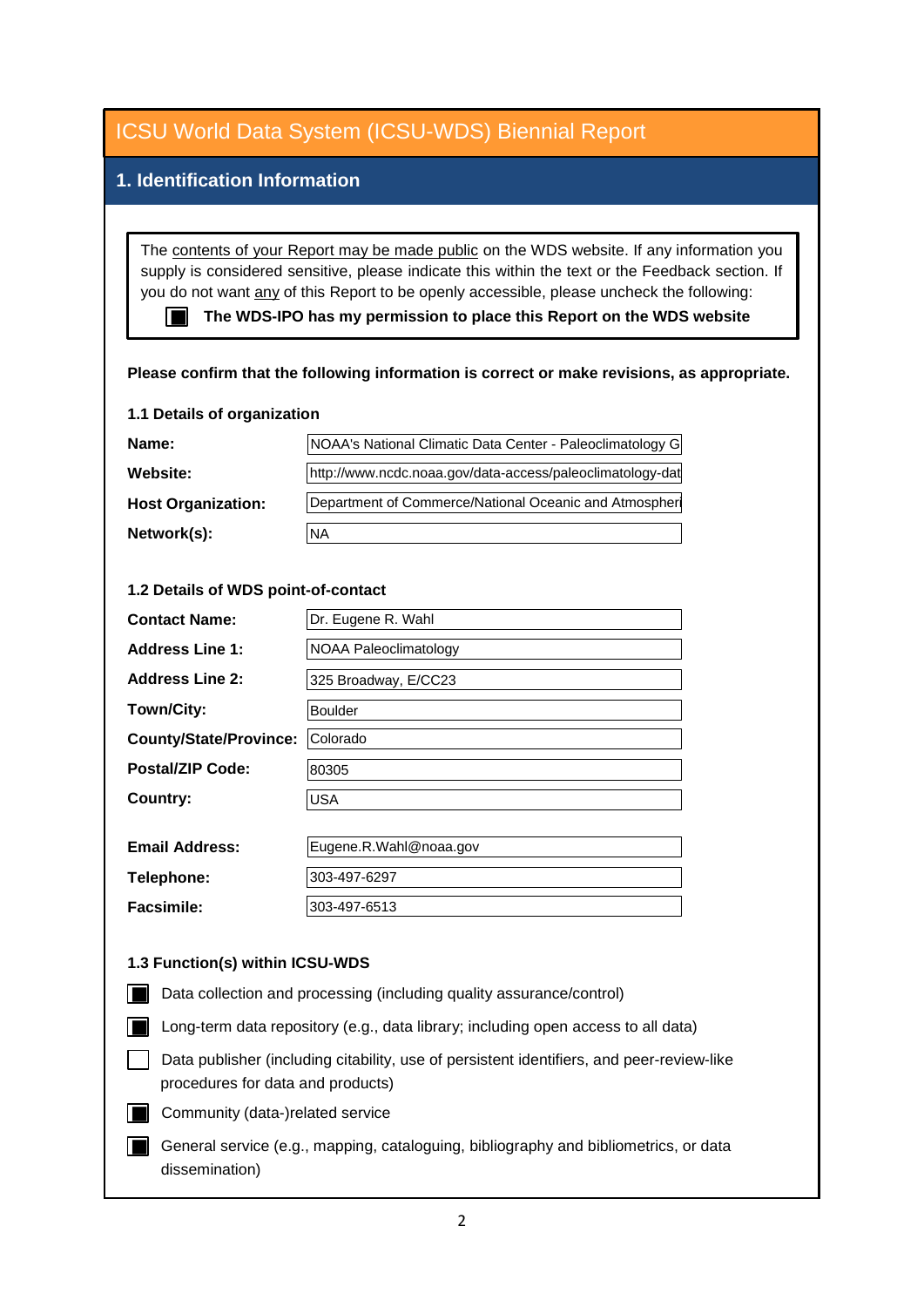# ICSU World Data System (ICSU-WDS) Biennial Report

## 1. Identification Information

The contents of your Report may be made public on the WDS website. If any information you supply is considered sensitive, please indicate this within the text or the Feedback section. If you do not want any of this Report to be openly accessible, please uncheck the following:

- [x] **The WDS-IPO has my permission to place this Report on the WDS website**

**Please confirm that the following information is correct or make revisions, as appropriate.**

### 1.1 Details of organization

| | |
|---|---|
| **Name:** | NOAA's National Climatic Data Center - Paleoclimatology G |
| **Website:** | http://www.ncdc.noaa.gov/data-access/paleoclimatology-dat |
| **Host Organization:** | Department of Commerce/National Oceanic and Atmospheri |
| **Network(s):** | NA |

### 1.2 Details of WDS point-of-contact

| | |
|---|---|
| **Contact Name:** | Dr. Eugene R. Wahl |
| **Address Line 1:** | NOAA Paleoclimatology |
| **Address Line 2:** | 325 Broadway, E/CC23 |
| **Town/City:** | Boulder |
| **County/State/Province:** | Colorado |
| **Postal/ZIP Code:** | 80305 |
| **Country:** | USA |
| **Email Address:** | Eugene.R.Wahl@noaa.gov |
| **Telephone:** | 303-497-6297 |
| **Facsimile:** | 303-497-6513 |

### 1.3 Function(s) within ICSU-WDS

- [x] Data collection and processing (including quality assurance/control)
- [x] Long-term data repository (e.g., data library; including open access to all data)
- [ ] Data publisher (including citability, use of persistent identifiers, and peer-review-like procedures for data and products)
- [x] Community (data-)related service
- [x] General service (e.g., mapping, cataloguing, bibliography and bibliometrics, or data dissemination)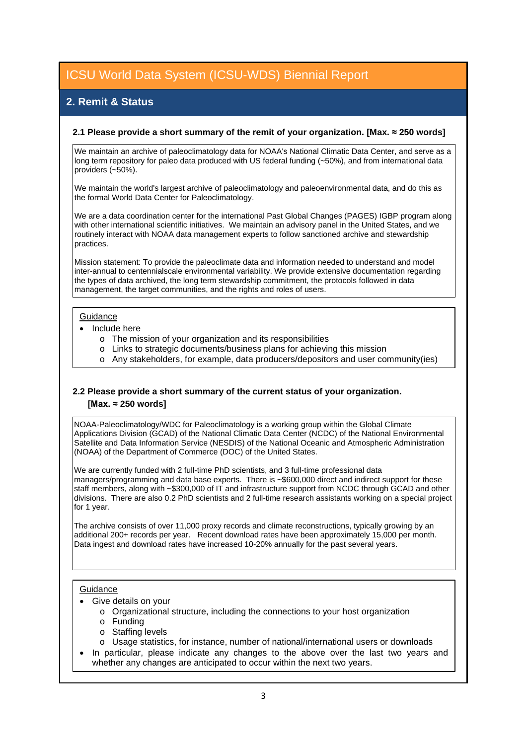# ICSU World Data System (ICSU-WDS) Biennial Report

## 2. Remit & Status

### 2.1 Please provide a short summary of the remit of your organization. [Max. ≈ 250 words]

We maintain an archive of paleoclimatology data for NOAA's National Climatic Data Center, and serve as a long term repository for paleo data produced with US federal funding (~50%), and from international data providers (~50%).

We maintain the world's largest archive of paleoclimatology and paleoenvironmental data, and do this as the formal World Data Center for Paleoclimatology.

We are a data coordination center for the international Past Global Changes (PAGES) IGBP program along with other international scientific initiatives. We maintain an advisory panel in the United States, and we routinely interact with NOAA data management experts to follow sanctioned archive and stewardship practices.

Mission statement: To provide the paleoclimate data and information needed to understand and model inter-annual to centennialscale environmental variability. We provide extensive documentation regarding the types of data archived, the long term stewardship commitment, the protocols followed in data management, the target communities, and the rights and roles of users.

Guidance

- Include here
  - The mission of your organization and its responsibilities
  - Links to strategic documents/business plans for achieving this mission
  - Any stakeholders, for example, data producers/depositors and user community(ies)

### 2.2 Please provide a short summary of the current status of your organization. [Max. ≈ 250 words]

NOAA-Paleoclimatology/WDC for Paleoclimatology is a working group within the Global Climate Applications Division (GCAD) of the National Climatic Data Center (NCDC) of the National Environmental Satellite and Data Information Service (NESDIS) of the National Oceanic and Atmospheric Administration (NOAA) of the Department of Commerce (DOC) of the United States.

We are currently funded with 2 full-time PhD scientists, and 3 full-time professional data managers/programming and data base experts. There is ~$600,000 direct and indirect support for these staff members, along with ~$300,000 of IT and infrastructure support from NCDC through GCAD and other divisions. There are also 0.2 PhD scientists and 2 full-time research assistants working on a special project for 1 year.

The archive consists of over 11,000 proxy records and climate reconstructions, typically growing by an additional 200+ records per year. Recent download rates have been approximately 15,000 per month. Data ingest and download rates have increased 10-20% annually for the past several years.

Guidance

- Give details on your
  - Organizational structure, including the connections to your host organization
  - Funding
  - Staffing levels
  - Usage statistics, for instance, number of national/international users or downloads
- In particular, please indicate any changes to the above over the last two years and whether any changes are anticipated to occur within the next two years.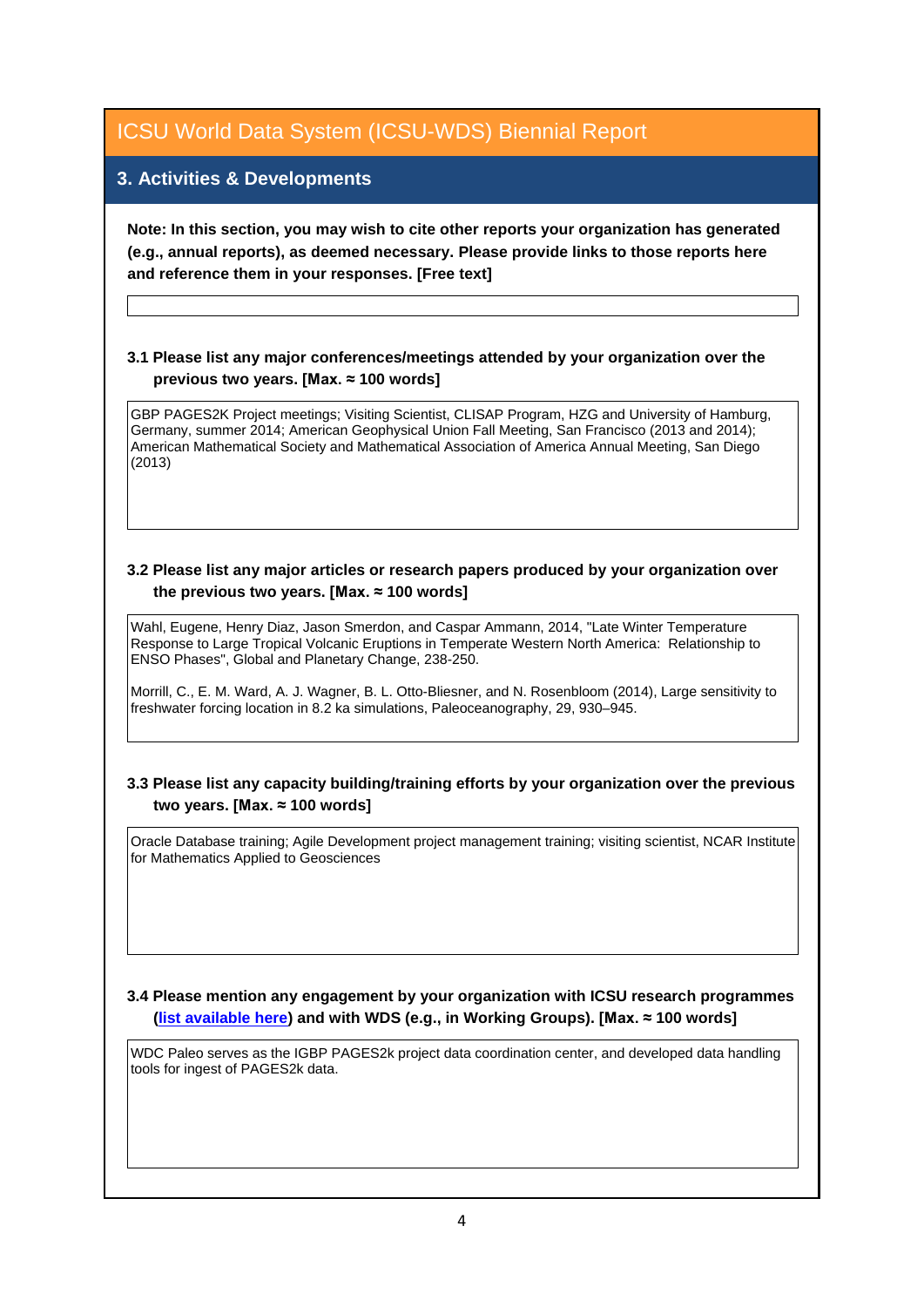# ICSU World Data System (ICSU-WDS) Biennial Report

## 3. Activities & Developments

**Note: In this section, you may wish to cite other reports your organization has generated (e.g., annual reports), as deemed necessary. Please provide links to those reports here and reference them in your responses. [Free text]**

**3.1 Please list any major conferences/meetings attended by your organization over the previous two years. [Max. ≈ 100 words]**

GBP PAGES2K Project meetings; Visiting Scientist, CLISAP Program, HZG and University of Hamburg, Germany, summer 2014; American Geophysical Union Fall Meeting, San Francisco (2013 and 2014); American Mathematical Society and Mathematical Association of America Annual Meeting, San Diego (2013)

**3.2 Please list any major articles or research papers produced by your organization over the previous two years. [Max. ≈ 100 words]**

Wahl, Eugene, Henry Diaz, Jason Smerdon, and Caspar Ammann, 2014, "Late Winter Temperature Response to Large Tropical Volcanic Eruptions in Temperate Western North America: Relationship to ENSO Phases", Global and Planetary Change, 238-250.

Morrill, C., E. M. Ward, A. J. Wagner, B. L. Otto-Bliesner, and N. Rosenbloom (2014), Large sensitivity to freshwater forcing location in 8.2 ka simulations, Paleoceanography, 29, 930–945.

**3.3 Please list any capacity building/training efforts by your organization over the previous two years. [Max. ≈ 100 words]**

Oracle Database training; Agile Development project management training; visiting scientist, NCAR Institute for Mathematics Applied to Geosciences

**3.4 Please mention any engagement by your organization with ICSU research programmes (list available here) and with WDS (e.g., in Working Groups). [Max. ≈ 100 words]**

WDC Paleo serves as the IGBP PAGES2k project data coordination center, and developed data handling tools for ingest of PAGES2k data.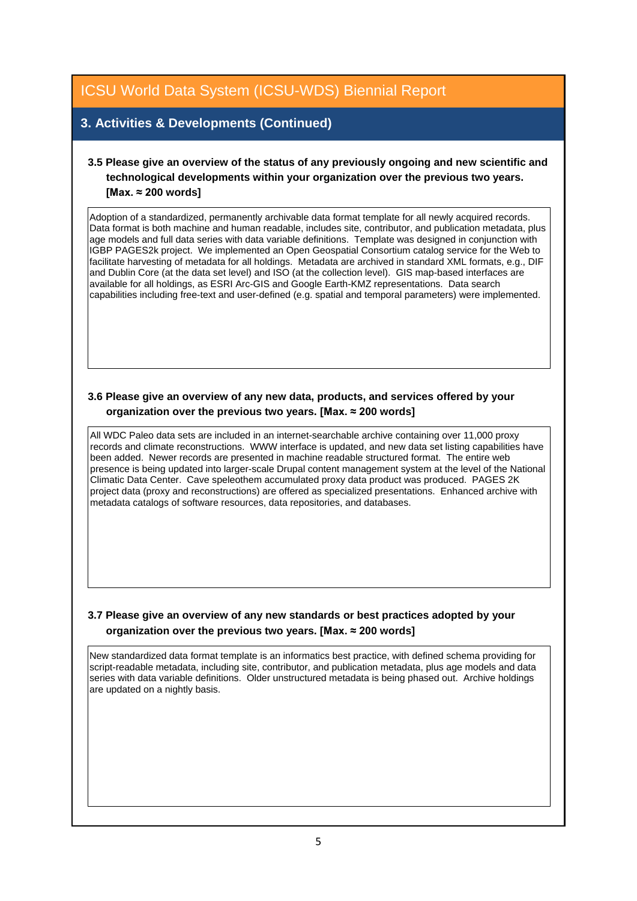# ICSU World Data System (ICSU-WDS) Biennial Report

## 3. Activities & Developments (Continued)

### 3.5 Please give an overview of the status of any previously ongoing and new scientific and technological developments within your organization over the previous two years. [Max. ≈ 200 words]

Adoption of a standardized, permanently archivable data format template for all newly acquired records. Data format is both machine and human readable, includes site, contributor, and publication metadata, plus age models and full data series with data variable definitions. Template was designed in conjunction with IGBP PAGES2k project. We implemented an Open Geospatial Consortium catalog service for the Web to facilitate harvesting of metadata for all holdings. Metadata are archived in standard XML formats, e.g., DIF and Dublin Core (at the data set level) and ISO (at the collection level). GIS map-based interfaces are available for all holdings, as ESRI Arc-GIS and Google Earth-KMZ representations. Data search capabilities including free-text and user-defined (e.g. spatial and temporal parameters) were implemented.

### 3.6 Please give an overview of any new data, products, and services offered by your organization over the previous two years. [Max. ≈ 200 words]

All WDC Paleo data sets are included in an internet-searchable archive containing over 11,000 proxy records and climate reconstructions. WWW interface is updated, and new data set listing capabilities have been added. Newer records are presented in machine readable structured format. The entire web presence is being updated into larger-scale Drupal content management system at the level of the National Climatic Data Center. Cave speleothem accumulated proxy data product was produced. PAGES 2K project data (proxy and reconstructions) are offered as specialized presentations. Enhanced archive with metadata catalogs of software resources, data repositories, and databases.

### 3.7 Please give an overview of any new standards or best practices adopted by your organization over the previous two years. [Max. ≈ 200 words]

New standardized data format template is an informatics best practice, with defined schema providing for script-readable metadata, including site, contributor, and publication metadata, plus age models and data series with data variable definitions. Older unstructured metadata is being phased out. Archive holdings are updated on a nightly basis.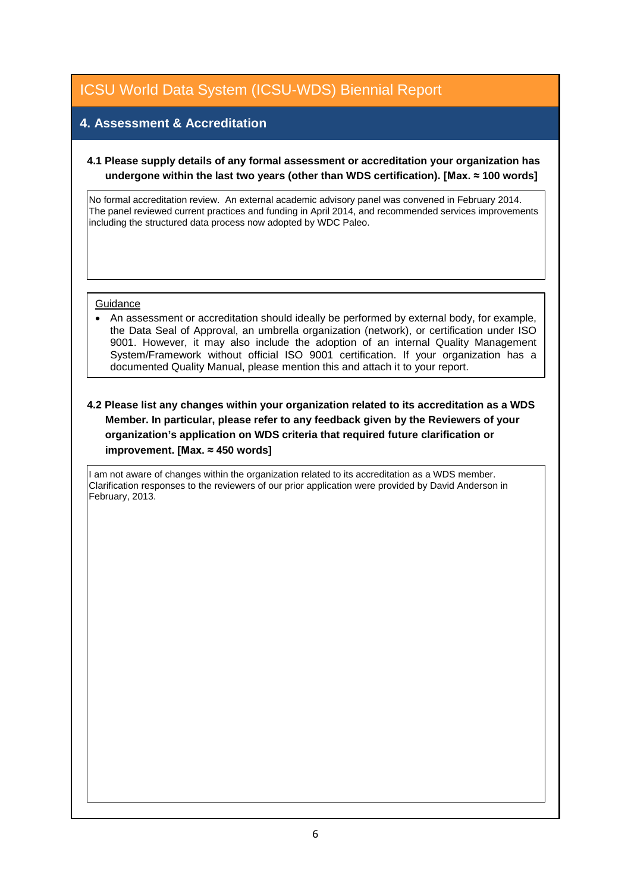# ICSU World Data System (ICSU-WDS) Biennial Report

## 4. Assessment & Accreditation

**4.1 Please supply details of any formal assessment or accreditation your organization has undergone within the last two years (other than WDS certification). [Max. ≈ 100 words]**

No formal accreditation review. An external academic advisory panel was convened in February 2014. The panel reviewed current practices and funding in April 2014, and recommended services improvements including the structured data process now adopted by WDC Paleo.

Guidance

- An assessment or accreditation should ideally be performed by external body, for example, the Data Seal of Approval, an umbrella organization (network), or certification under ISO 9001. However, it may also include the adoption of an internal Quality Management System/Framework without official ISO 9001 certification. If your organization has a documented Quality Manual, please mention this and attach it to your report.

**4.2 Please list any changes within your organization related to its accreditation as a WDS Member. In particular, please refer to any feedback given by the Reviewers of your organization's application on WDS criteria that required future clarification or improvement. [Max. ≈ 450 words]**

I am not aware of changes within the organization related to its accreditation as a WDS member. Clarification responses to the reviewers of our prior application were provided by David Anderson in February, 2013.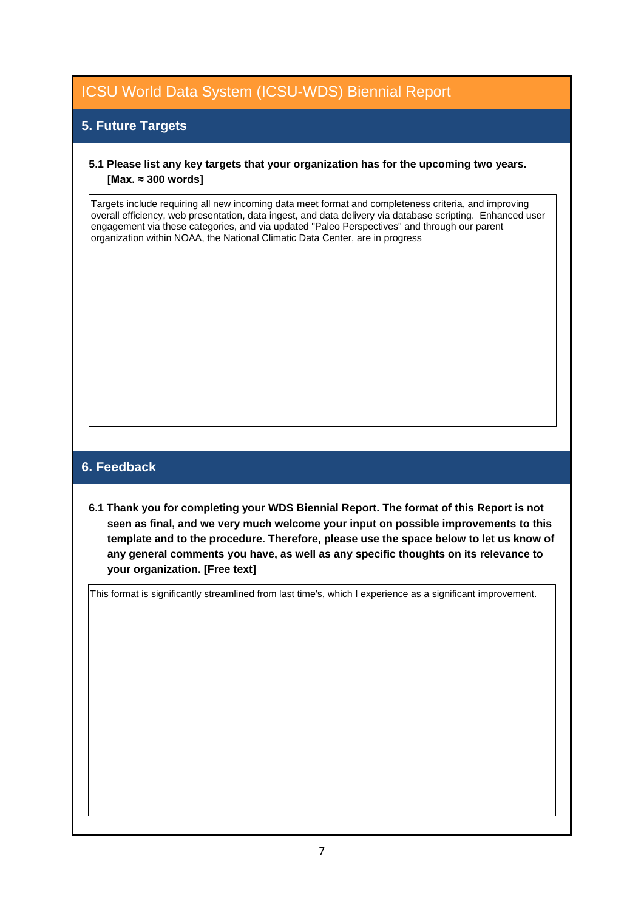# ICSU World Data System (ICSU-WDS) Biennial Report

## 5. Future Targets

**5.1 Please list any key targets that your organization has for the upcoming two years. [Max. ≈ 300 words]**

Targets include requiring all new incoming data meet format and completeness criteria, and improving overall efficiency, web presentation, data ingest, and data delivery via database scripting. Enhanced user engagement via these categories, and via updated "Paleo Perspectives" and through our parent organization within NOAA, the National Climatic Data Center, are in progress

## 6. Feedback

**6.1 Thank you for completing your WDS Biennial Report. The format of this Report is not seen as final, and we very much welcome your input on possible improvements to this template and to the procedure. Therefore, please use the space below to let us know of any general comments you have, as well as any specific thoughts on its relevance to your organization. [Free text]**

This format is significantly streamlined from last time's, which I experience as a significant improvement.